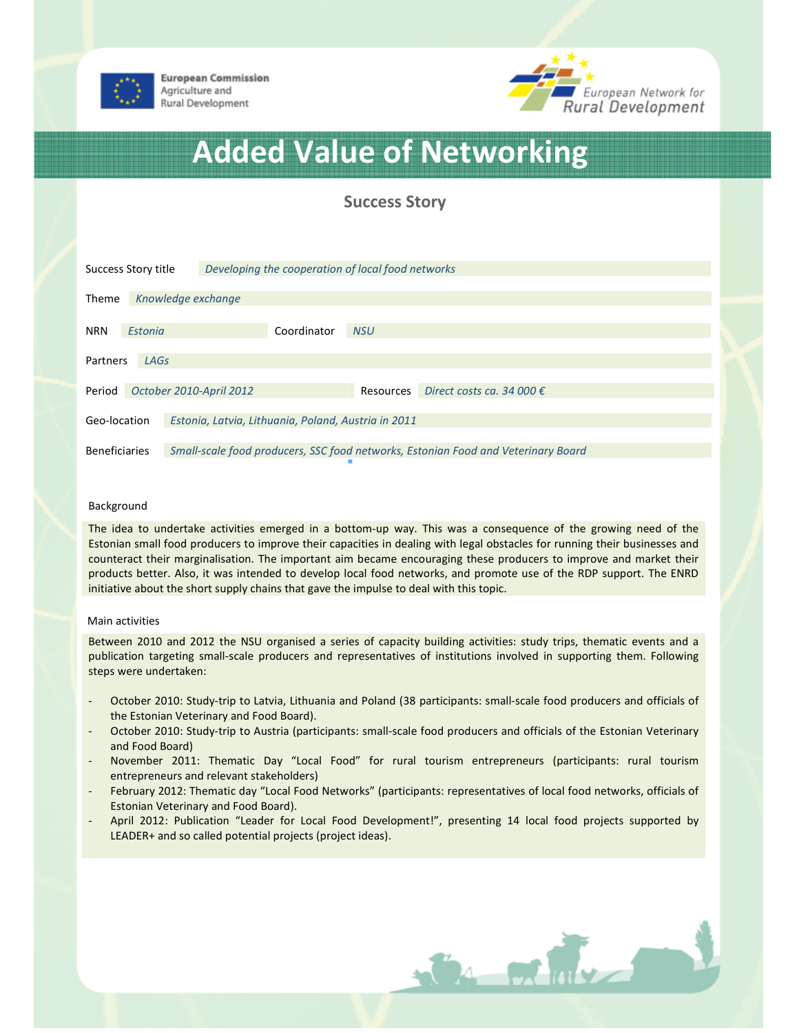European Commission
Agriculture and
Rural Development

European Network for
Rural Development

# Added Value of Networking

## Success Story

| | |
|---|---|
| Success Story title | *Developing the cooperation of local food networks* |
| Theme | *Knowledge exchange* |
| NRN | *Estonia* |
| Coordinator | *NSU* |
| Partners | *LAGs* |
| Period | *October 2010-April 2012* |
| Resources | *Direct costs ca. 34 000 €* |
| Geo-location | *Estonia, Latvia, Lithuania, Poland, Austria in 2011* |
| Beneficiaries | *Small-scale food producers, SSC food networks, Estonian Food and Veterinary Board* |

### Background

The idea to undertake activities emerged in a bottom-up way. This was a consequence of the growing need of the Estonian small food producers to improve their capacities in dealing with legal obstacles for running their businesses and counteract their marginalisation. The important aim became encouraging these producers to improve and market their products better. Also, it was intended to develop local food networks, and promote use of the RDP support. The ENRD initiative about the short supply chains that gave the impulse to deal with this topic.

### Main activities

Between 2010 and 2012 the NSU organised a series of capacity building activities: study trips, thematic events and a publication targeting small-scale producers and representatives of institutions involved in supporting them. Following steps were undertaken:

- October 2010: Study-trip to Latvia, Lithuania and Poland (38 participants: small-scale food producers and officials of the Estonian Veterinary and Food Board).
- October 2010: Study-trip to Austria (participants: small-scale food producers and officials of the Estonian Veterinary and Food Board)
- November 2011: Thematic Day "Local Food" for rural tourism entrepreneurs (participants: rural tourism entrepreneurs and relevant stakeholders)
- February 2012: Thematic day "Local Food Networks" (participants: representatives of local food networks, officials of Estonian Veterinary and Food Board).
- April 2012: Publication "Leader for Local Food Development!", presenting 14 local food projects supported by LEADER+ and so called potential projects (project ideas).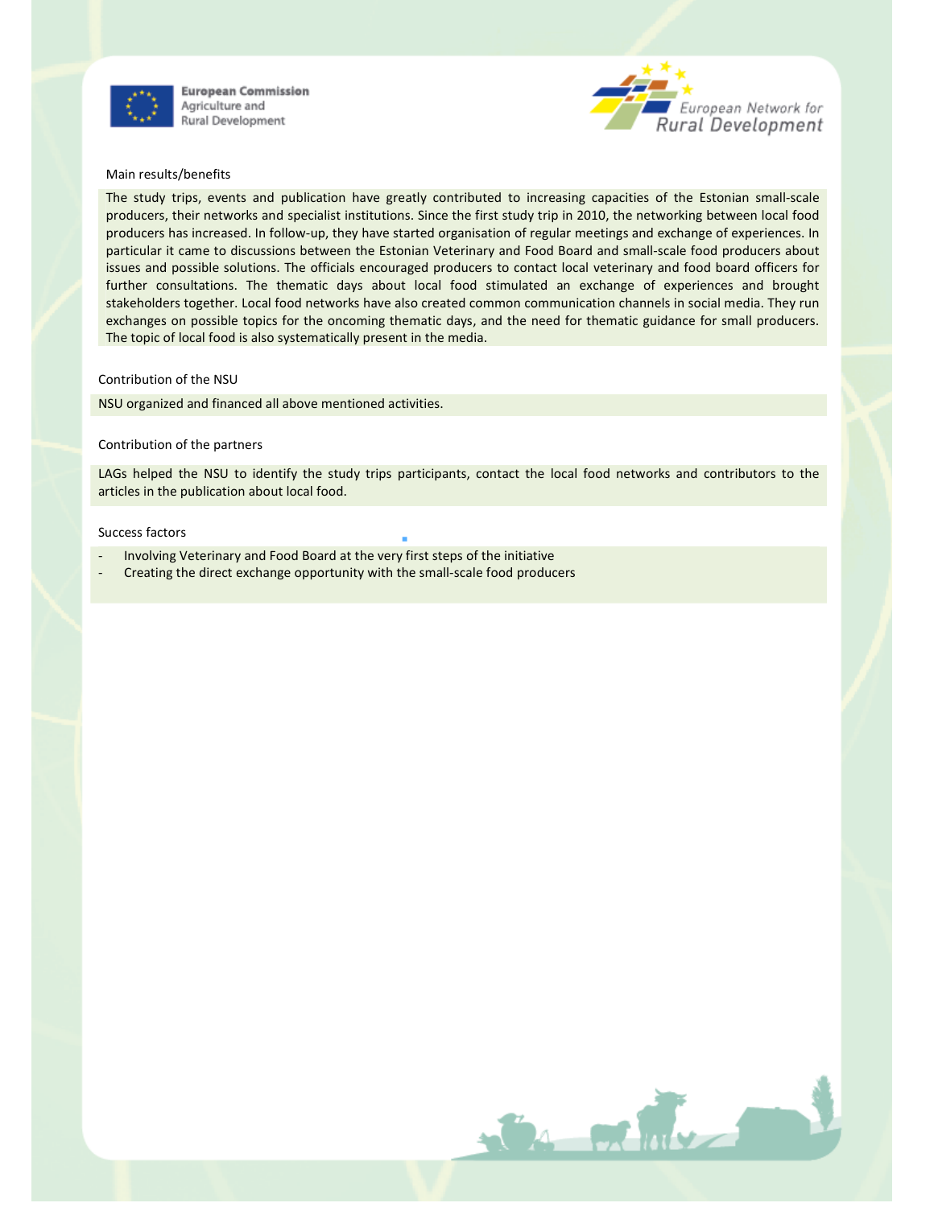Main results/benefits

The study trips, events and publication have greatly contributed to increasing capacities of the Estonian small-scale producers, their networks and specialist institutions. Since the first study trip in 2010, the networking between local food producers has increased. In follow-up, they have started organisation of regular meetings and exchange of experiences. In particular it came to discussions between the Estonian Veterinary and Food Board and small-scale food producers about issues and possible solutions. The officials encouraged producers to contact local veterinary and food board officers for further consultations. The thematic days about local food stimulated an exchange of experiences and brought stakeholders together. Local food networks have also created common communication channels in social media. They run exchanges on possible topics for the oncoming thematic days, and the need for thematic guidance for small producers. The topic of local food is also systematically present in the media.

Contribution of the NSU

NSU organized and financed all above mentioned activities.

Contribution of the partners

LAGs helped the NSU to identify the study trips participants, contact the local food networks and contributors to the articles in the publication about local food.

Success factors

- Involving Veterinary and Food Board at the very first steps of the initiative
- Creating the direct exchange opportunity with the small-scale food producers